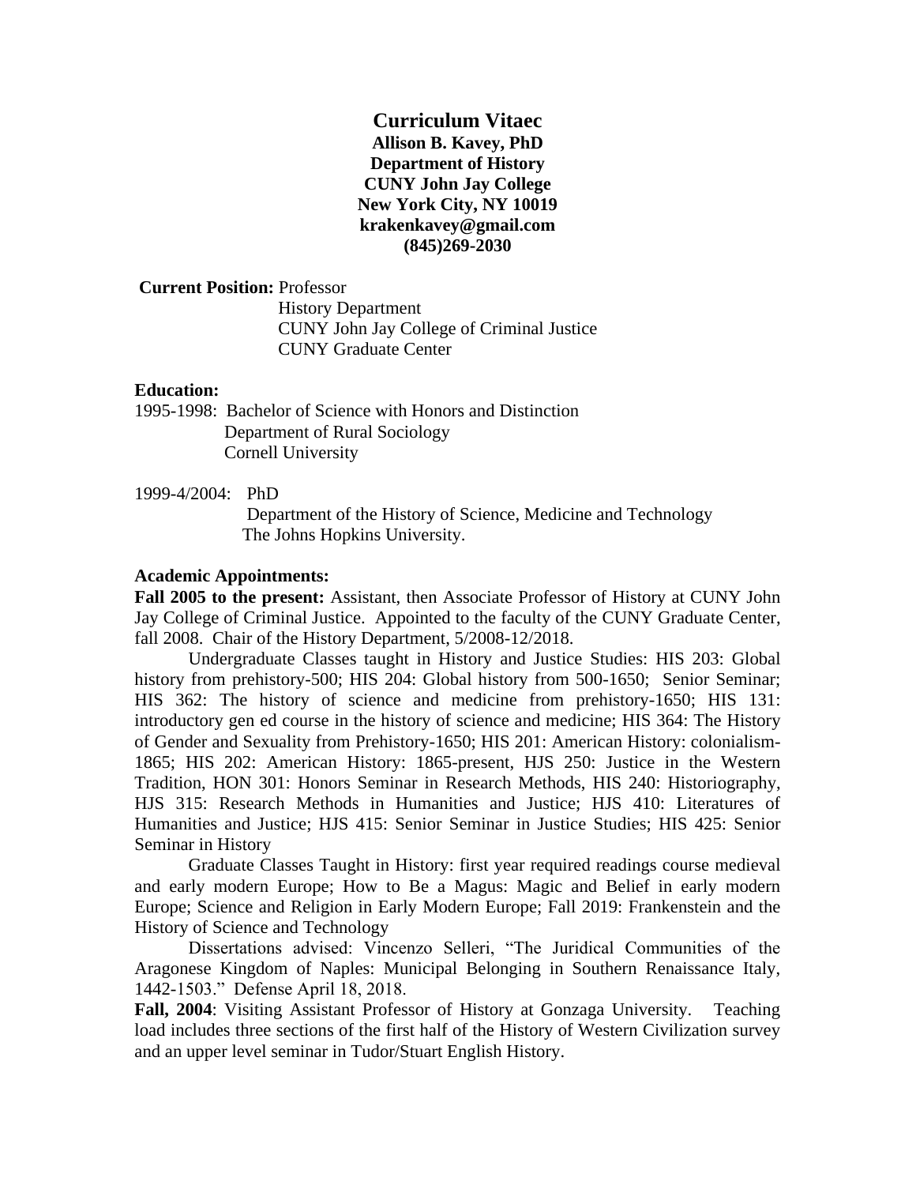# Curriculum Vitaec

**Allison B. Kavey, PhD**
**Department of History**
**CUNY John Jay College**
**New York City, NY 10019**
**krakenkavey@gmail.com**
**(845)269-2030**

**Current Position:** Professor
History Department
CUNY John Jay College of Criminal Justice
CUNY Graduate Center

**Education:**

1995-1998: Bachelor of Science with Honors and Distinction
Department of Rural Sociology
Cornell University

1999-4/2004: PhD
Department of the History of Science, Medicine and Technology
The Johns Hopkins University.

**Academic Appointments:**

**Fall 2005 to the present:** Assistant, then Associate Professor of History at CUNY John Jay College of Criminal Justice. Appointed to the faculty of the CUNY Graduate Center, fall 2008. Chair of the History Department, 5/2008-12/2018.

Undergraduate Classes taught in History and Justice Studies: HIS 203: Global history from prehistory-500; HIS 204: Global history from 500-1650; Senior Seminar; HIS 362: The history of science and medicine from prehistory-1650; HIS 131: introductory gen ed course in the history of science and medicine; HIS 364: The History of Gender and Sexuality from Prehistory-1650; HIS 201: American History: colonialism-1865; HIS 202: American History: 1865-present, HJS 250: Justice in the Western Tradition, HON 301: Honors Seminar in Research Methods, HIS 240: Historiography, HJS 315: Research Methods in Humanities and Justice; HJS 410: Literatures of Humanities and Justice; HJS 415: Senior Seminar in Justice Studies; HIS 425: Senior Seminar in History

Graduate Classes Taught in History: first year required readings course medieval and early modern Europe; How to Be a Magus: Magic and Belief in early modern Europe; Science and Religion in Early Modern Europe; Fall 2019: Frankenstein and the History of Science and Technology

Dissertations advised: Vincenzo Selleri, "The Juridical Communities of the Aragonese Kingdom of Naples: Municipal Belonging in Southern Renaissance Italy, 1442-1503." Defense April 18, 2018.

**Fall, 2004**: Visiting Assistant Professor of History at Gonzaga University. Teaching load includes three sections of the first half of the History of Western Civilization survey and an upper level seminar in Tudor/Stuart English History.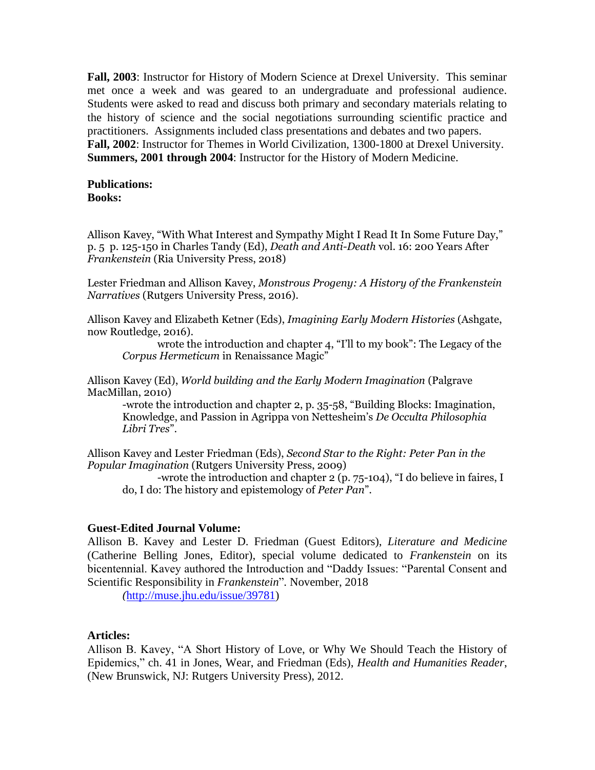**Fall, 2003**: Instructor for History of Modern Science at Drexel University. This seminar met once a week and was geared to an undergraduate and professional audience. Students were asked to read and discuss both primary and secondary materials relating to the history of science and the social negotiations surrounding scientific practice and practitioners. Assignments included class presentations and debates and two papers.
**Fall, 2002**: Instructor for Themes in World Civilization, 1300-1800 at Drexel University.
**Summers, 2001 through 2004**: Instructor for the History of Modern Medicine.

**Publications:**
**Books:**

Allison Kavey, "With What Interest and Sympathy Might I Read It In Some Future Day," p. 5 p. 125-150 in Charles Tandy (Ed), *Death and Anti-Death* vol. 16: 200 Years After *Frankenstein* (Ria University Press, 2018)

Lester Friedman and Allison Kavey, *Monstrous Progeny: A History of the Frankenstein Narratives* (Rutgers University Press, 2016).

Allison Kavey and Elizabeth Ketner (Eds), *Imagining Early Modern Histories* (Ashgate, now Routledge, 2016).

wrote the introduction and chapter 4, "I'll to my book": The Legacy of the *Corpus Hermeticum* in Renaissance Magic"

Allison Kavey (Ed), *World building and the Early Modern Imagination* (Palgrave MacMillan, 2010)

-wrote the introduction and chapter 2, p. 35-58, "Building Blocks: Imagination, Knowledge, and Passion in Agrippa von Nettesheim's *De Occulta Philosophia Libri Tres*".

Allison Kavey and Lester Friedman (Eds), *Second Star to the Right: Peter Pan in the Popular Imagination* (Rutgers University Press, 2009)

-wrote the introduction and chapter 2 (p. 75-104), "I do believe in faires, I do, I do: The history and epistemology of *Peter Pan*".

**Guest-Edited Journal Volume:**
Allison B. Kavey and Lester D. Friedman (Guest Editors), *Literature and Medicine* (Catherine Belling Jones, Editor), special volume dedicated to *Frankenstein* on its bicentennial. Kavey authored the Introduction and "Daddy Issues: "Parental Consent and Scientific Responsibility in *Frankenstein*". November, 2018

(http://muse.jhu.edu/issue/39781)

**Articles:**
Allison B. Kavey, "A Short History of Love, or Why We Should Teach the History of Epidemics," ch. 41 in Jones, Wear, and Friedman (Eds), *Health and Humanities Reader*, (New Brunswick, NJ: Rutgers University Press), 2012.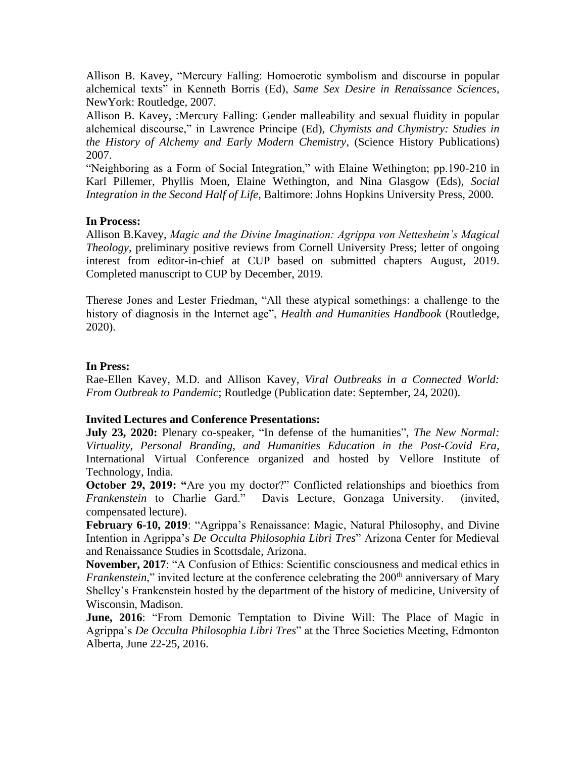Allison B. Kavey, "Mercury Falling: Homoerotic symbolism and discourse in popular alchemical texts" in Kenneth Borris (Ed), *Same Sex Desire in Renaissance Sciences*, NewYork: Routledge, 2007.

Allison B. Kavey, :Mercury Falling: Gender malleability and sexual fluidity in popular alchemical discourse," in Lawrence Principe (Ed), *Chymists and Chymistry: Studies in the History of Alchemy and Early Modern Chemistry*, (Science History Publications) 2007.

"Neighboring as a Form of Social Integration," with Elaine Wethington; pp.190-210 in Karl Pillemer, Phyllis Moen, Elaine Wethington, and Nina Glasgow (Eds), *Social Integration in the Second Half of Life*, Baltimore: Johns Hopkins University Press, 2000.

**In Process:**

Allison B.Kavey, *Magic and the Divine Imagination: Agrippa von Nettesheim's Magical Theology*, preliminary positive reviews from Cornell University Press; letter of ongoing interest from editor-in-chief at CUP based on submitted chapters August, 2019. Completed manuscript to CUP by December, 2019.

Therese Jones and Lester Friedman, "All these atypical somethings: a challenge to the history of diagnosis in the Internet age", *Health and Humanities Handbook* (Routledge, 2020).

**In Press:**

Rae-Ellen Kavey, M.D. and Allison Kavey, *Viral Outbreaks in a Connected World: From Outbreak to Pandemic*; Routledge (Publication date: September, 24, 2020).

**Invited Lectures and Conference Presentations:**

**July 23, 2020:** Plenary co-speaker, "In defense of the humanities", *The New Normal: Virtuality, Personal Branding, and Humanities Education in the Post-Covid Era,* International Virtual Conference organized and hosted by Vellore Institute of Technology, India.

**October 29, 2019: "**Are you my doctor?" Conflicted relationships and bioethics from *Frankenstein* to Charlie Gard." Davis Lecture, Gonzaga University. (invited, compensated lecture).

**February 6-10, 2019**: "Agrippa's Renaissance: Magic, Natural Philosophy, and Divine Intention in Agrippa's *De Occulta Philosophia Libri Tres*" Arizona Center for Medieval and Renaissance Studies in Scottsdale, Arizona.

**November, 2017**: "A Confusion of Ethics: Scientific consciousness and medical ethics in *Frankenstein*," invited lecture at the conference celebrating the 200th anniversary of Mary Shelley's Frankenstein hosted by the department of the history of medicine, University of Wisconsin, Madison.

**June, 2016**: "From Demonic Temptation to Divine Will: The Place of Magic in Agrippa's *De Occulta Philosophia Libri Tres*" at the Three Societies Meeting, Edmonton Alberta, June 22-25, 2016.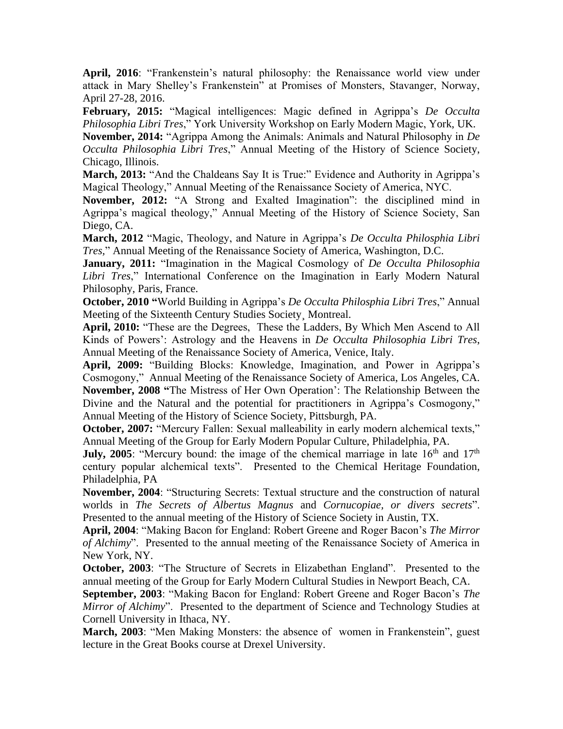**April, 2016**: "Frankenstein's natural philosophy: the Renaissance world view under attack in Mary Shelley's Frankenstein" at Promises of Monsters, Stavanger, Norway, April 27-28, 2016.

**February, 2015:** "Magical intelligences: Magic defined in Agrippa's *De Occulta Philosophia Libri Tres*," York University Workshop on Early Modern Magic, York, UK.

**November, 2014:** "Agrippa Among the Animals: Animals and Natural Philosophy in *De Occulta Philosophia Libri Tres*," Annual Meeting of the History of Science Society, Chicago, Illinois.

**March, 2013:** "And the Chaldeans Say It is True:" Evidence and Authority in Agrippa's Magical Theology," Annual Meeting of the Renaissance Society of America, NYC.

**November, 2012:** "A Strong and Exalted Imagination": the disciplined mind in Agrippa's magical theology," Annual Meeting of the History of Science Society, San Diego, CA.

**March, 2012** "Magic, Theology, and Nature in Agrippa's *De Occulta Philosphia Libri Tres,*" Annual Meeting of the Renaissance Society of America, Washington, D.C.

**January, 2011:** "Imagination in the Magical Cosmology of *De Occulta Philosophia Libri Tres*," International Conference on the Imagination in Early Modern Natural Philosophy, Paris, France.

**October, 2010 "**World Building in Agrippa's *De Occulta Philosphia Libri Tres*," Annual Meeting of the Sixteenth Century Studies Society¸ Montreal.

**April, 2010:** "These are the Degrees, These the Ladders, By Which Men Ascend to All Kinds of Powers': Astrology and the Heavens in *De Occulta Philosophia Libri Tres*, Annual Meeting of the Renaissance Society of America, Venice, Italy.

**April, 2009:** "Building Blocks: Knowledge, Imagination, and Power in Agrippa's Cosmogony," Annual Meeting of the Renaissance Society of America, Los Angeles, CA.

**November, 2008 "**The Mistress of Her Own Operation': The Relationship Between the Divine and the Natural and the potential for practitioners in Agrippa's Cosmogony," Annual Meeting of the History of Science Society, Pittsburgh, PA.

**October, 2007:** "Mercury Fallen: Sexual malleability in early modern alchemical texts," Annual Meeting of the Group for Early Modern Popular Culture, Philadelphia, PA.

**July, 2005**: "Mercury bound: the image of the chemical marriage in late 16th and 17th century popular alchemical texts". Presented to the Chemical Heritage Foundation, Philadelphia, PA

**November, 2004**: "Structuring Secrets: Textual structure and the construction of natural worlds in *The Secrets of Albertus Magnus* and *Cornucopiae, or divers secrets*". Presented to the annual meeting of the History of Science Society in Austin, TX.

**April, 2004**: "Making Bacon for England: Robert Greene and Roger Bacon's *The Mirror of Alchimy*". Presented to the annual meeting of the Renaissance Society of America in New York, NY.

**October, 2003**: "The Structure of Secrets in Elizabethan England". Presented to the annual meeting of the Group for Early Modern Cultural Studies in Newport Beach, CA.

**September, 2003**: "Making Bacon for England: Robert Greene and Roger Bacon's *The Mirror of Alchimy*". Presented to the department of Science and Technology Studies at Cornell University in Ithaca, NY.

**March, 2003**: "Men Making Monsters: the absence of women in Frankenstein", guest lecture in the Great Books course at Drexel University.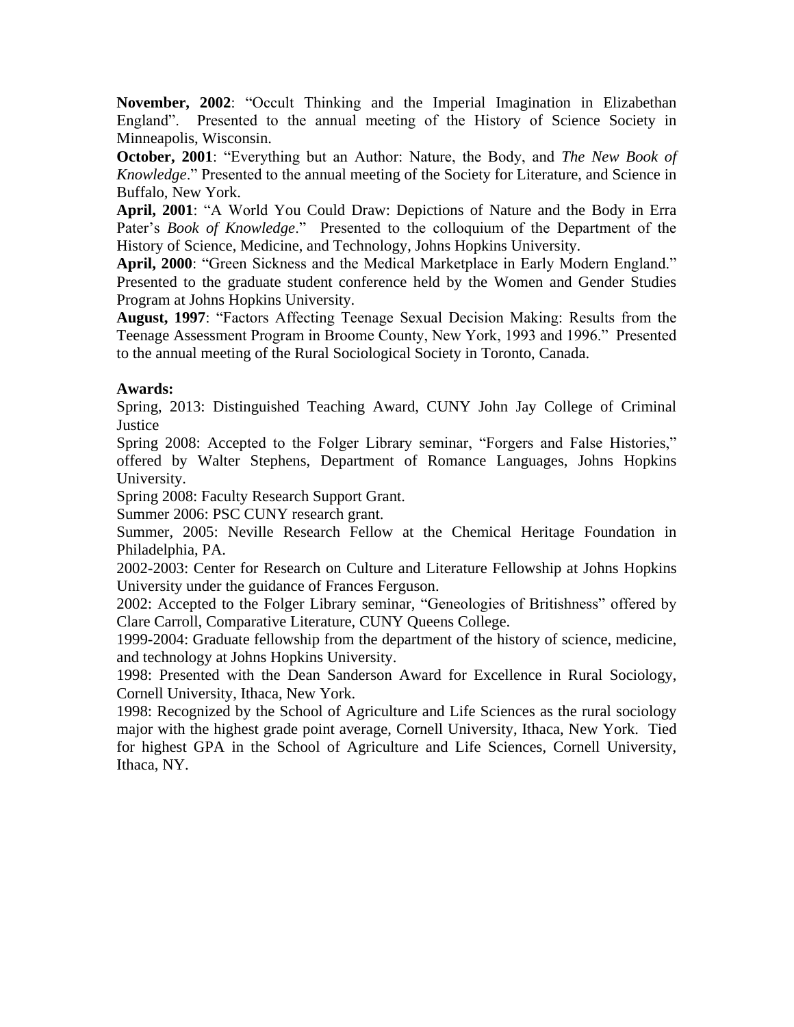**November, 2002**: "Occult Thinking and the Imperial Imagination in Elizabethan England". Presented to the annual meeting of the History of Science Society in Minneapolis, Wisconsin.

**October, 2001**: "Everything but an Author: Nature, the Body, and *The New Book of Knowledge*." Presented to the annual meeting of the Society for Literature, and Science in Buffalo, New York.

**April, 2001**: "A World You Could Draw: Depictions of Nature and the Body in Erra Pater's *Book of Knowledge*." Presented to the colloquium of the Department of the History of Science, Medicine, and Technology, Johns Hopkins University.

**April, 2000**: "Green Sickness and the Medical Marketplace in Early Modern England." Presented to the graduate student conference held by the Women and Gender Studies Program at Johns Hopkins University.

**August, 1997**: "Factors Affecting Teenage Sexual Decision Making: Results from the Teenage Assessment Program in Broome County, New York, 1993 and 1996." Presented to the annual meeting of the Rural Sociological Society in Toronto, Canada.

**Awards:**

Spring, 2013: Distinguished Teaching Award, CUNY John Jay College of Criminal Justice

Spring 2008: Accepted to the Folger Library seminar, "Forgers and False Histories," offered by Walter Stephens, Department of Romance Languages, Johns Hopkins University.

Spring 2008: Faculty Research Support Grant.

Summer 2006: PSC CUNY research grant.

Summer, 2005: Neville Research Fellow at the Chemical Heritage Foundation in Philadelphia, PA.

2002-2003: Center for Research on Culture and Literature Fellowship at Johns Hopkins University under the guidance of Frances Ferguson.

2002: Accepted to the Folger Library seminar, "Geneologies of Britishness" offered by Clare Carroll, Comparative Literature, CUNY Queens College.

1999-2004: Graduate fellowship from the department of the history of science, medicine, and technology at Johns Hopkins University.

1998: Presented with the Dean Sanderson Award for Excellence in Rural Sociology, Cornell University, Ithaca, New York.

1998: Recognized by the School of Agriculture and Life Sciences as the rural sociology major with the highest grade point average, Cornell University, Ithaca, New York. Tied for highest GPA in the School of Agriculture and Life Sciences, Cornell University, Ithaca, NY.